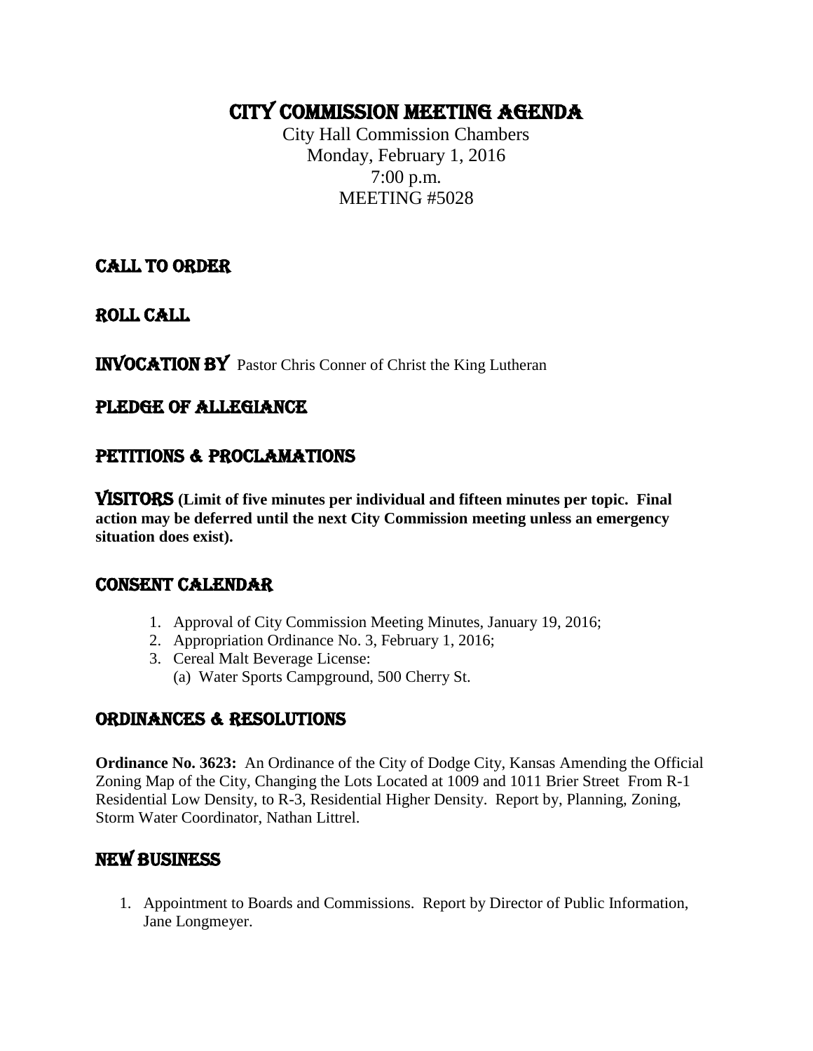# CITY COMMISSION MEETING AGENDA

City Hall Commission Chambers
Monday, February 1, 2016
7:00 p.m.
MEETING #5028

## CALL TO ORDER

## ROLL CALL

## INVOCATION BY Pastor Chris Conner of Christ the King Lutheran

## PLEDGE OF ALLEGIANCE

## PETITIONS & PROCLAMATIONS

## VISITORS **(Limit of five minutes per individual and fifteen minutes per topic. Final action may be deferred until the next City Commission meeting unless an emergency situation does exist).**

## CONSENT CALENDAR

1. Approval of City Commission Meeting Minutes, January 19, 2016;
2. Appropriation Ordinance No. 3, February 1, 2016;
3. Cereal Malt Beverage License:
   (a) Water Sports Campground, 500 Cherry St.

## ORDINANCES & RESOLUTIONS

**Ordinance No. 3623:** An Ordinance of the City of Dodge City, Kansas Amending the Official Zoning Map of the City, Changing the Lots Located at 1009 and 1011 Brier Street From R-1 Residential Low Density, to R-3, Residential Higher Density. Report by, Planning, Zoning, Storm Water Coordinator, Nathan Littrel.

## NEW BUSINESS

1. Appointment to Boards and Commissions. Report by Director of Public Information, Jane Longmeyer.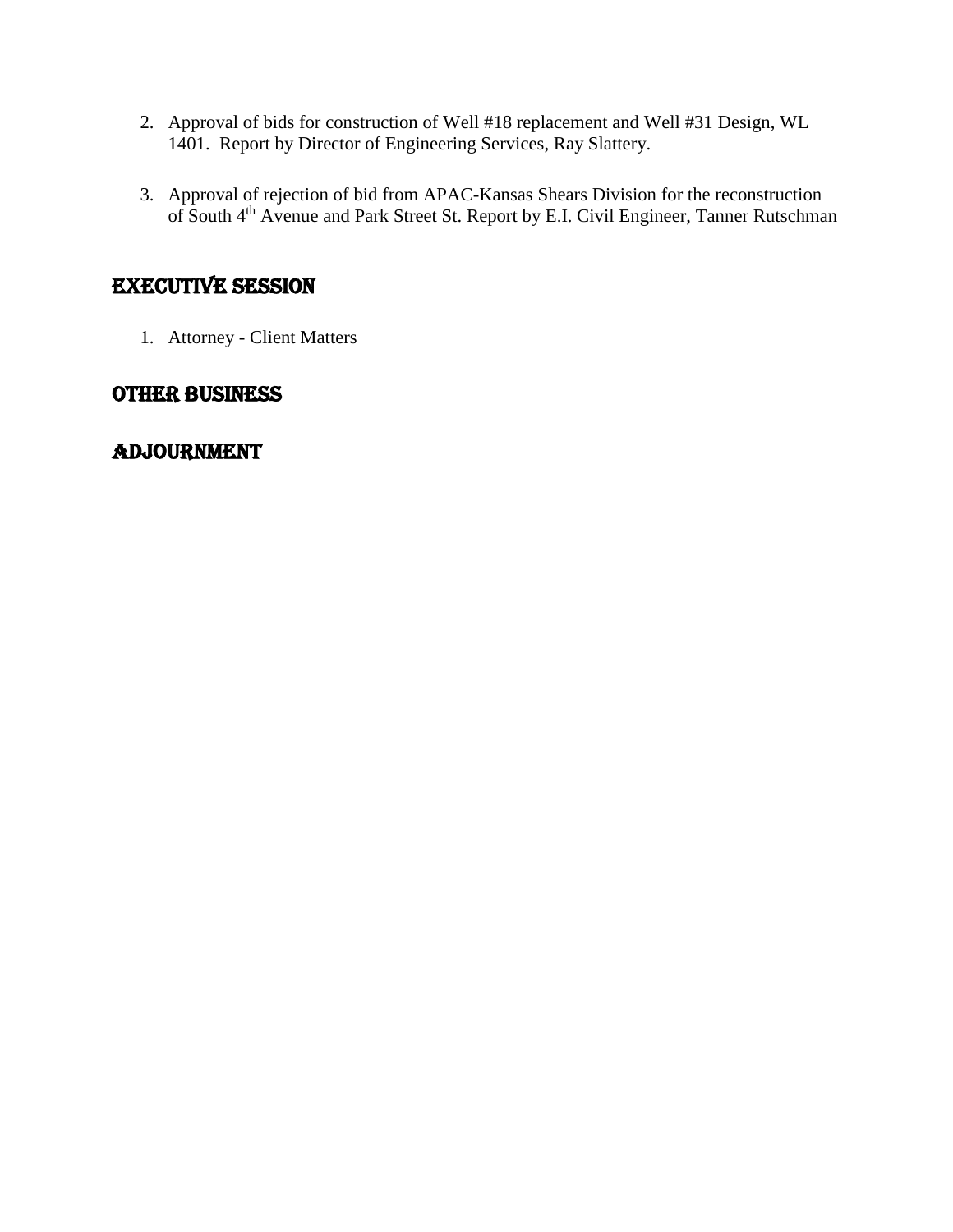2. Approval of bids for construction of Well #18 replacement and Well #31 Design, WL 1401. Report by Director of Engineering Services, Ray Slattery.

3. Approval of rejection of bid from APAC-Kansas Shears Division for the reconstruction of South 4th Avenue and Park Street St. Report by E.I. Civil Engineer, Tanner Rutschman

## EXECUTIVE SESSION

1. Attorney - Client Matters

## OTHER BUSINESS

## ADJOURNMENT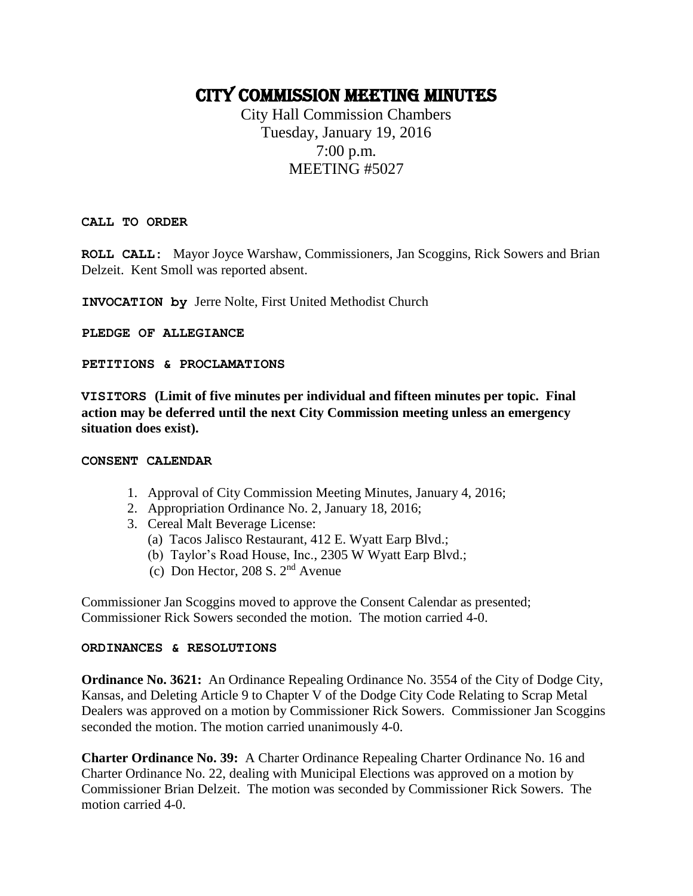# City Commission Meeting Minutes

City Hall Commission Chambers
Tuesday, January 19, 2016
7:00 p.m.
MEETING #5027

**CALL TO ORDER**

**ROLL CALL:** Mayor Joyce Warshaw, Commissioners, Jan Scoggins, Rick Sowers and Brian Delzeit. Kent Smoll was reported absent.

**INVOCATION by** Jerre Nolte, First United Methodist Church

**PLEDGE OF ALLEGIANCE**

**PETITIONS & PROCLAMATIONS**

**VISITORS (Limit of five minutes per individual and fifteen minutes per topic. Final action may be deferred until the next City Commission meeting unless an emergency situation does exist).**

**CONSENT CALENDAR**

1. Approval of City Commission Meeting Minutes, January 4, 2016;
2. Appropriation Ordinance No. 2, January 18, 2016;
3. Cereal Malt Beverage License:
   (a) Tacos Jalisco Restaurant, 412 E. Wyatt Earp Blvd.;
   (b) Taylor's Road House, Inc., 2305 W Wyatt Earp Blvd.;
   (c) Don Hector, 208 S. 2nd Avenue

Commissioner Jan Scoggins moved to approve the Consent Calendar as presented; Commissioner Rick Sowers seconded the motion. The motion carried 4-0.

**ORDINANCES & RESOLUTIONS**

**Ordinance No. 3621:** An Ordinance Repealing Ordinance No. 3554 of the City of Dodge City, Kansas, and Deleting Article 9 to Chapter V of the Dodge City Code Relating to Scrap Metal Dealers was approved on a motion by Commissioner Rick Sowers. Commissioner Jan Scoggins seconded the motion. The motion carried unanimously 4-0.

**Charter Ordinance No. 39:** A Charter Ordinance Repealing Charter Ordinance No. 16 and Charter Ordinance No. 22, dealing with Municipal Elections was approved on a motion by Commissioner Brian Delzeit. The motion was seconded by Commissioner Rick Sowers. The motion carried 4-0.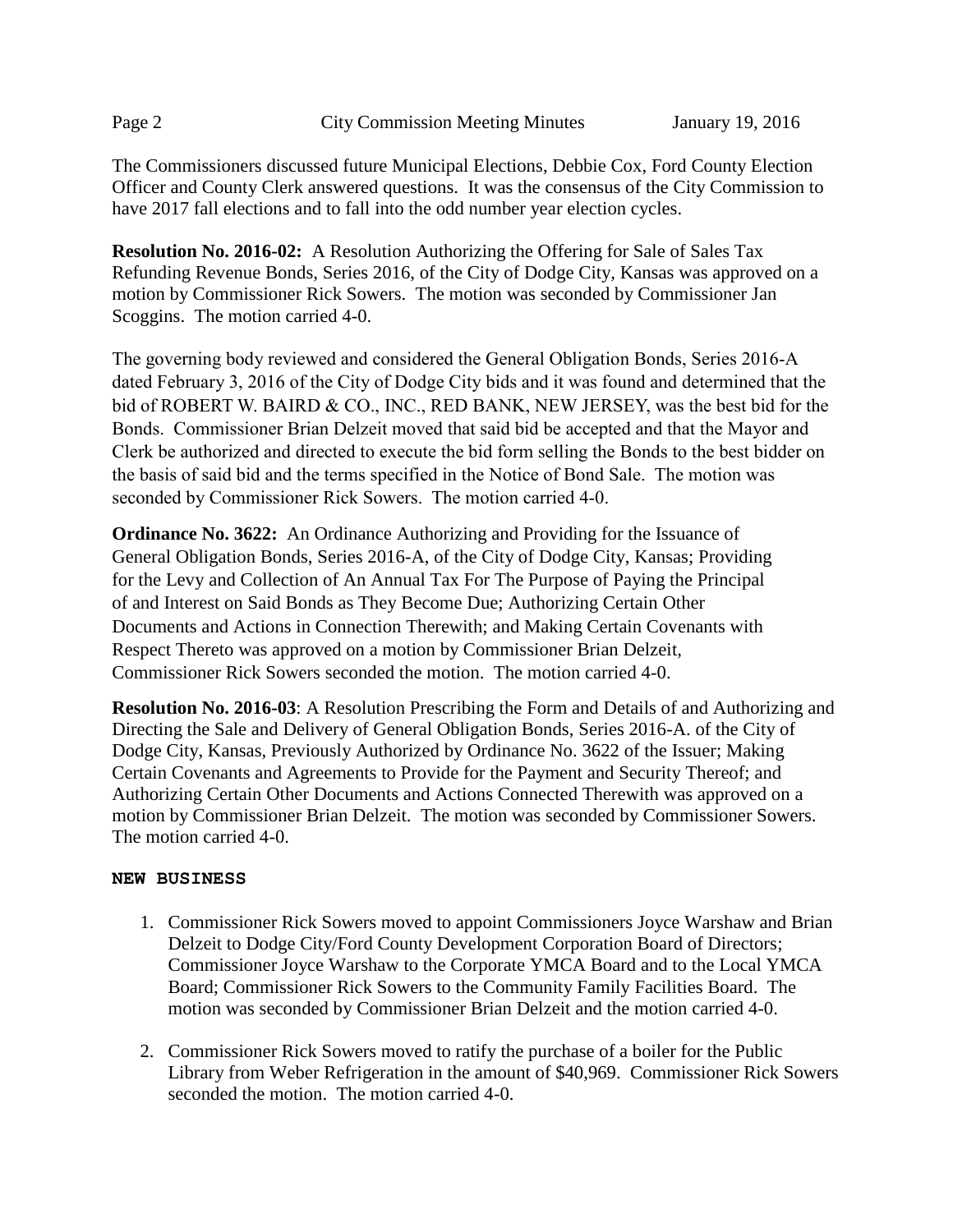The Commissioners discussed future Municipal Elections, Debbie Cox, Ford County Election Officer and County Clerk answered questions. It was the consensus of the City Commission to have 2017 fall elections and to fall into the odd number year election cycles.

**Resolution No. 2016-02:** A Resolution Authorizing the Offering for Sale of Sales Tax Refunding Revenue Bonds, Series 2016, of the City of Dodge City, Kansas was approved on a motion by Commissioner Rick Sowers. The motion was seconded by Commissioner Jan Scoggins. The motion carried 4-0.

The governing body reviewed and considered the General Obligation Bonds, Series 2016-A dated February 3, 2016 of the City of Dodge City bids and it was found and determined that the bid of ROBERT W. BAIRD & CO., INC., RED BANK, NEW JERSEY, was the best bid for the Bonds. Commissioner Brian Delzeit moved that said bid be accepted and that the Mayor and Clerk be authorized and directed to execute the bid form selling the Bonds to the best bidder on the basis of said bid and the terms specified in the Notice of Bond Sale. The motion was seconded by Commissioner Rick Sowers. The motion carried 4-0.

**Ordinance No. 3622:** An Ordinance Authorizing and Providing for the Issuance of General Obligation Bonds, Series 2016-A, of the City of Dodge City, Kansas; Providing for the Levy and Collection of An Annual Tax For The Purpose of Paying the Principal of and Interest on Said Bonds as They Become Due; Authorizing Certain Other Documents and Actions in Connection Therewith; and Making Certain Covenants with Respect Thereto was approved on a motion by Commissioner Brian Delzeit, Commissioner Rick Sowers seconded the motion. The motion carried 4-0.

**Resolution No. 2016-03**: A Resolution Prescribing the Form and Details of and Authorizing and Directing the Sale and Delivery of General Obligation Bonds, Series 2016-A. of the City of Dodge City, Kansas, Previously Authorized by Ordinance No. 3622 of the Issuer; Making Certain Covenants and Agreements to Provide for the Payment and Security Thereof; and Authorizing Certain Other Documents and Actions Connected Therewith was approved on a motion by Commissioner Brian Delzeit. The motion was seconded by Commissioner Sowers. The motion carried 4-0.

**NEW BUSINESS**

1. Commissioner Rick Sowers moved to appoint Commissioners Joyce Warshaw and Brian Delzeit to Dodge City/Ford County Development Corporation Board of Directors; Commissioner Joyce Warshaw to the Corporate YMCA Board and to the Local YMCA Board; Commissioner Rick Sowers to the Community Family Facilities Board. The motion was seconded by Commissioner Brian Delzeit and the motion carried 4-0.

2. Commissioner Rick Sowers moved to ratify the purchase of a boiler for the Public Library from Weber Refrigeration in the amount of $40,969. Commissioner Rick Sowers seconded the motion. The motion carried 4-0.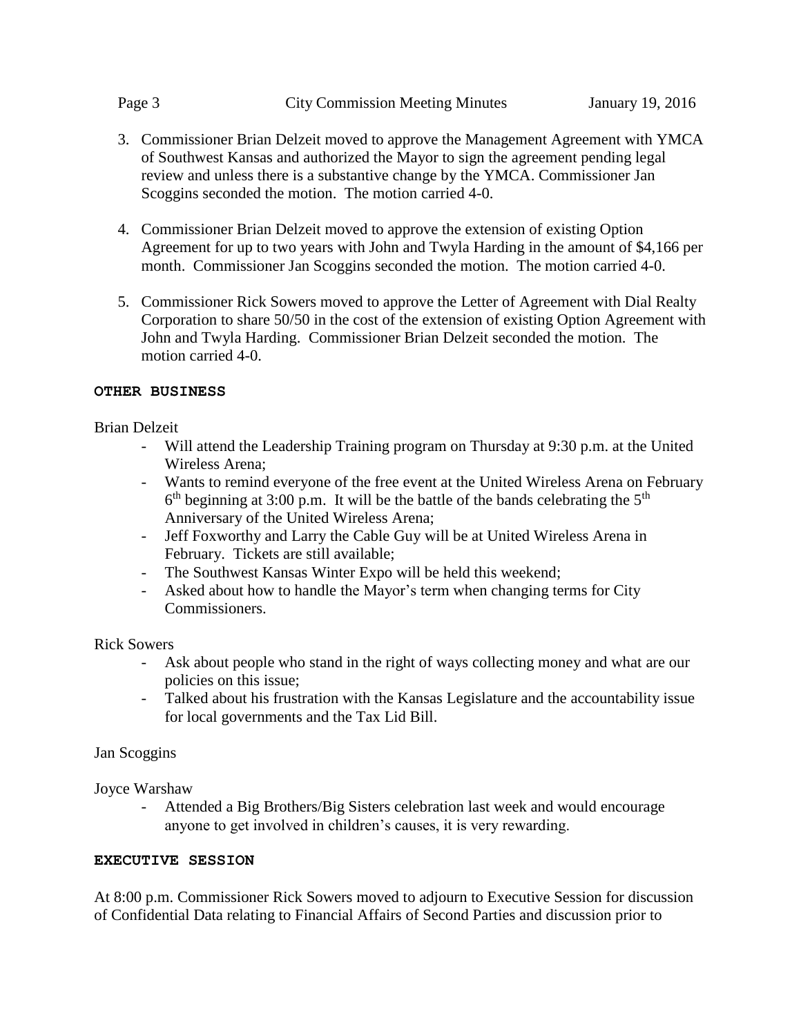3. Commissioner Brian Delzeit moved to approve the Management Agreement with YMCA of Southwest Kansas and authorized the Mayor to sign the agreement pending legal review and unless there is a substantive change by the YMCA. Commissioner Jan Scoggins seconded the motion. The motion carried 4-0.

4. Commissioner Brian Delzeit moved to approve the extension of existing Option Agreement for up to two years with John and Twyla Harding in the amount of $4,166 per month. Commissioner Jan Scoggins seconded the motion. The motion carried 4-0.

5. Commissioner Rick Sowers moved to approve the Letter of Agreement with Dial Realty Corporation to share 50/50 in the cost of the extension of existing Option Agreement with John and Twyla Harding. Commissioner Brian Delzeit seconded the motion. The motion carried 4-0.

**OTHER BUSINESS**

Brian Delzeit

- Will attend the Leadership Training program on Thursday at 9:30 p.m. at the United Wireless Arena;
- Wants to remind everyone of the free event at the United Wireless Arena on February 6th beginning at 3:00 p.m. It will be the battle of the bands celebrating the 5th Anniversary of the United Wireless Arena;
- Jeff Foxworthy and Larry the Cable Guy will be at United Wireless Arena in February. Tickets are still available;
- The Southwest Kansas Winter Expo will be held this weekend;
- Asked about how to handle the Mayor's term when changing terms for City Commissioners.

Rick Sowers

- Ask about people who stand in the right of ways collecting money and what are our policies on this issue;
- Talked about his frustration with the Kansas Legislature and the accountability issue for local governments and the Tax Lid Bill.

Jan Scoggins

Joyce Warshaw

- Attended a Big Brothers/Big Sisters celebration last week and would encourage anyone to get involved in children's causes, it is very rewarding.

**EXECUTIVE SESSION**

At 8:00 p.m. Commissioner Rick Sowers moved to adjourn to Executive Session for discussion of Confidential Data relating to Financial Affairs of Second Parties and discussion prior to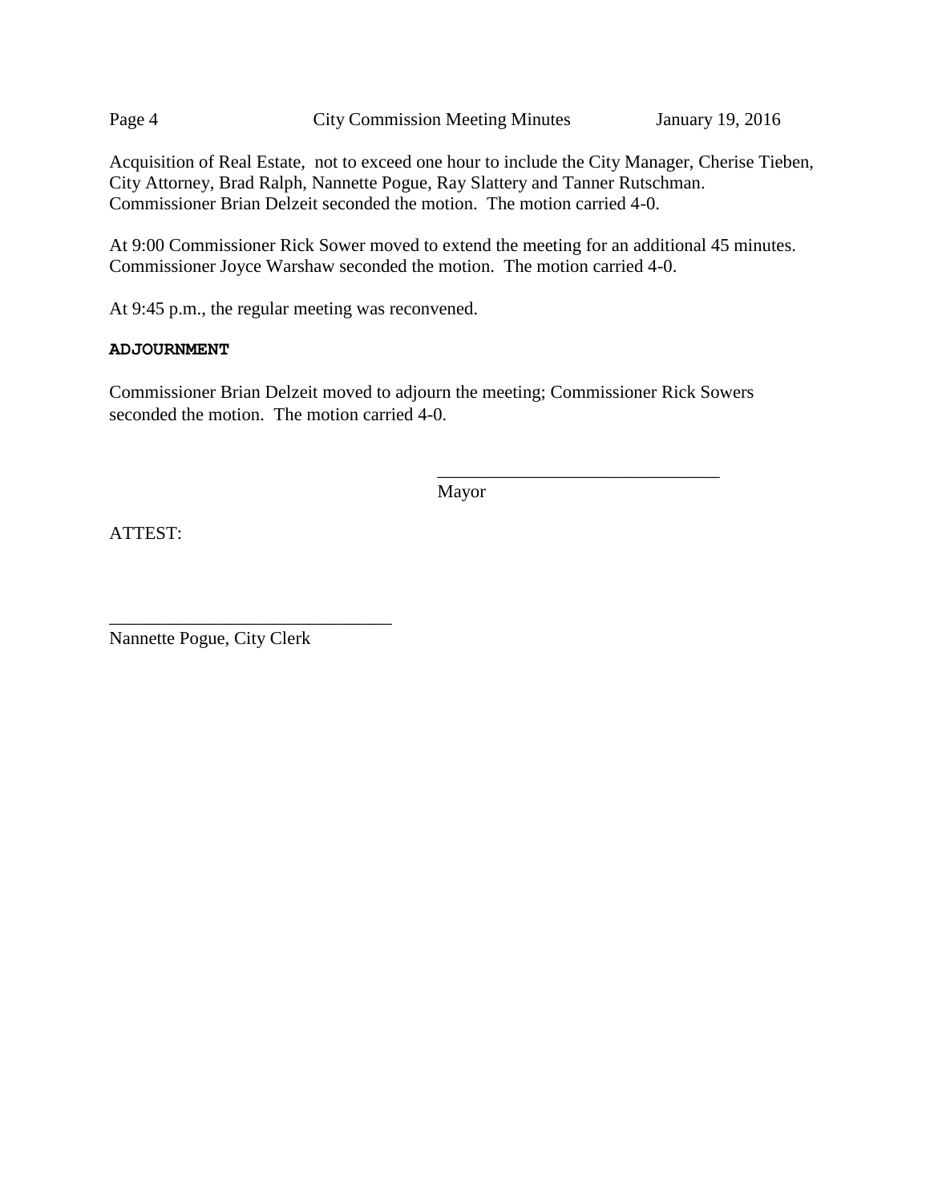Acquisition of Real Estate, not to exceed one hour to include the City Manager, Cherise Tieben, City Attorney, Brad Ralph, Nannette Pogue, Ray Slattery and Tanner Rutschman. Commissioner Brian Delzeit seconded the motion. The motion carried 4-0.

At 9:00 Commissioner Rick Sower moved to extend the meeting for an additional 45 minutes. Commissioner Joyce Warshaw seconded the motion. The motion carried 4-0.

At 9:45 p.m., the regular meeting was reconvened.

**ADJOURNMENT**

Commissioner Brian Delzeit moved to adjourn the meeting; Commissioner Rick Sowers seconded the motion. The motion carried 4-0.

\_\_\_\_\_\_\_\_\_\_\_\_\_\_\_\_\_\_\_\_\_\_\_\_\_\_\_\_\_\_\_\_

Mayor

ATTEST:

\_\_\_\_\_\_\_\_\_\_\_\_\_\_\_\_\_\_\_\_\_\_\_\_\_\_\_\_\_\_\_\_

Nannette Pogue, City Clerk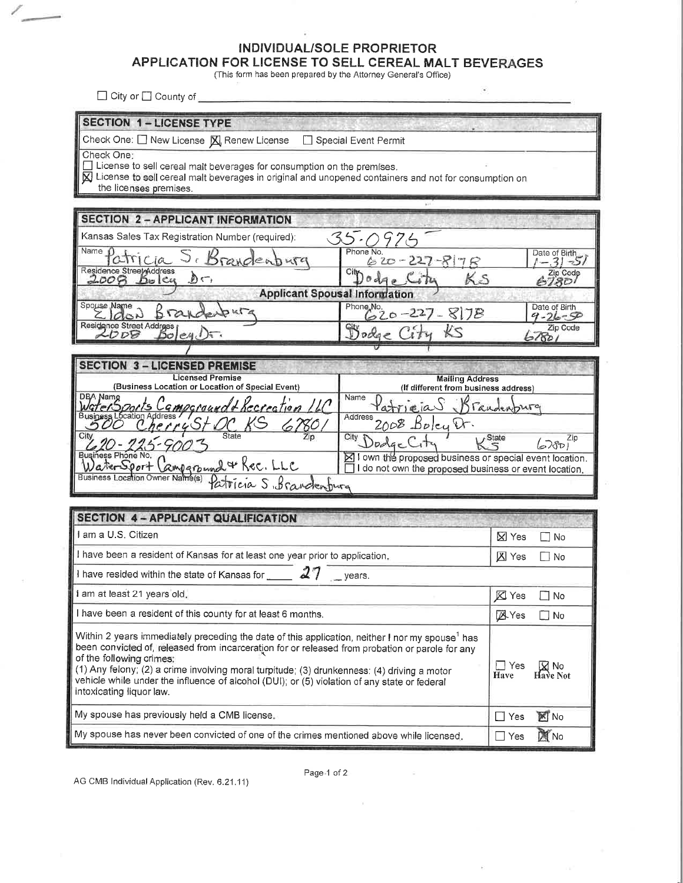# INDIVIDUAL/SOLE PROPRIETOR
# APPLICATION FOR LICENSE TO SELL CEREAL MALT BEVERAGES

(This form has been prepared by the Attorney General's Office)

☐ City or ☐ County of ____________________

## SECTION 1 – LICENSE TYPE

Check One: ☐ New License ☒ Renew License ☐ Special Event Permit

Check One:
☐ License to sell cereal malt beverages for consumption on the premises.
☒ License to sell cereal malt beverages in original and unopened containers and not for consumption on the licenses premises.

## SECTION 2 – APPLICANT INFORMATION

Kansas Sales Tax Registration Number (required): 35-0975

| Name | Phone No. | Date of Birth |
|---|---|---|
| Patricia S. Brandenburg | 620-227-8178 | 1-31-51 |
| **Residence Street Address** | **City** | **Zip Code** |
| 2008 Boley Dr. | Dodge City KS | 67801 |

**Applicant Spousal Information**

| Spouse Name | Phone No. | Date of Birth |
|---|---|---|
| Eldon Brandenburg | 620-227-8178 | 9-26-50 |
| **Residence Street Address** | **City** | **Zip Code** |
| 2008 Boley Dr. | Dodge City KS | 67801 |

## SECTION 3 – LICENSED PREMISE

| Licensed Premise (Business Location or Location of Special Event) | Mailing Address (If different from business address) |
|---|---|
| DBA Name: WaterSports Campground & Recreation LLC | Name: Patricia S. Brandenburg |
| Business Location Address: 500 Cherry St DC KS 67801 | Address: 2008 Boley Dr. |
| City / State / Zip: 620-225-9003 | City: Dodge City State: KS Zip: 67801 |
| Business Phone No.: WaterSport Campground & Rec. LLC | ☒ I own the proposed business or special event location. ☐ I do not own the proposed business or event location. |
| Business Location Owner Name(s): Patricia S. Brandenburg | |

## SECTION 4 – APPLICANT QUALIFICATION

| | |
|---|---|
| I am a U.S. Citizen | ☒ Yes ☐ No |
| I have been a resident of Kansas for at least one year prior to application. | ☒ Yes ☐ No |
| I have resided within the state of Kansas for 27 years. | |
| I am at least 21 years old. | ☒ Yes ☐ No |
| I have been a resident of this county for at least 6 months. | ☒ Yes ☐ No |
| Within 2 years immediately preceding the date of this application, neither I nor my spouse[1] has been convicted of, released from incarceration for or released from probation or parole for any of the following crimes: (1) Any felony; (2) a crime involving moral turpitude; (3) drunkenness; (4) driving a motor vehicle while under the influence of alcohol (DUI); or (5) violation of any state or federal intoxicating liquor law. | ☐ Yes Have ☒ No Have Not |
| My spouse has previously held a CMB license. | ☐ Yes ☒ No |
| My spouse has never been convicted of one of the crimes mentioned above while licensed. | ☐ Yes ☒ No |

AG CMB Individual Application (Rev. 6.21.11)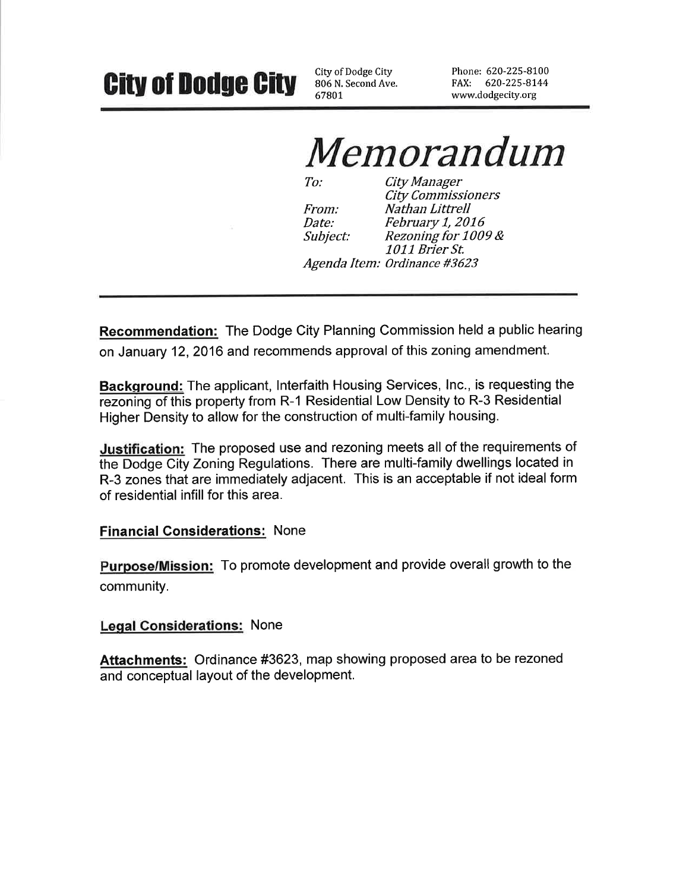**City of Dodge City**

City of Dodge City
806 N. Second Ave.
67801

Phone: 620-225-8100
FAX: 620-225-8144
www.dodgecity.org

# *Memorandum*

*To:* *City Manager*
*City Commissioners*
*From:* *Nathan Littrell*
*Date:* *February 1, 2016*
*Subject:* *Rezoning for 1009 & 1011 Brier St.*
*Agenda Item: Ordinance #3623*

---

**Recommendation:** The Dodge City Planning Commission held a public hearing on January 12, 2016 and recommends approval of this zoning amendment.

**Background:** The applicant, Interfaith Housing Services, Inc., is requesting the rezoning of this property from R-1 Residential Low Density to R-3 Residential Higher Density to allow for the construction of multi-family housing.

**Justification:** The proposed use and rezoning meets all of the requirements of the Dodge City Zoning Regulations. There are multi-family dwellings located in R-3 zones that are immediately adjacent. This is an acceptable if not ideal form of residential infill for this area.

**Financial Considerations:** None

**Purpose/Mission:** To promote development and provide overall growth to the community.

**Legal Considerations:** None

**Attachments:** Ordinance #3623, map showing proposed area to be rezoned and conceptual layout of the development.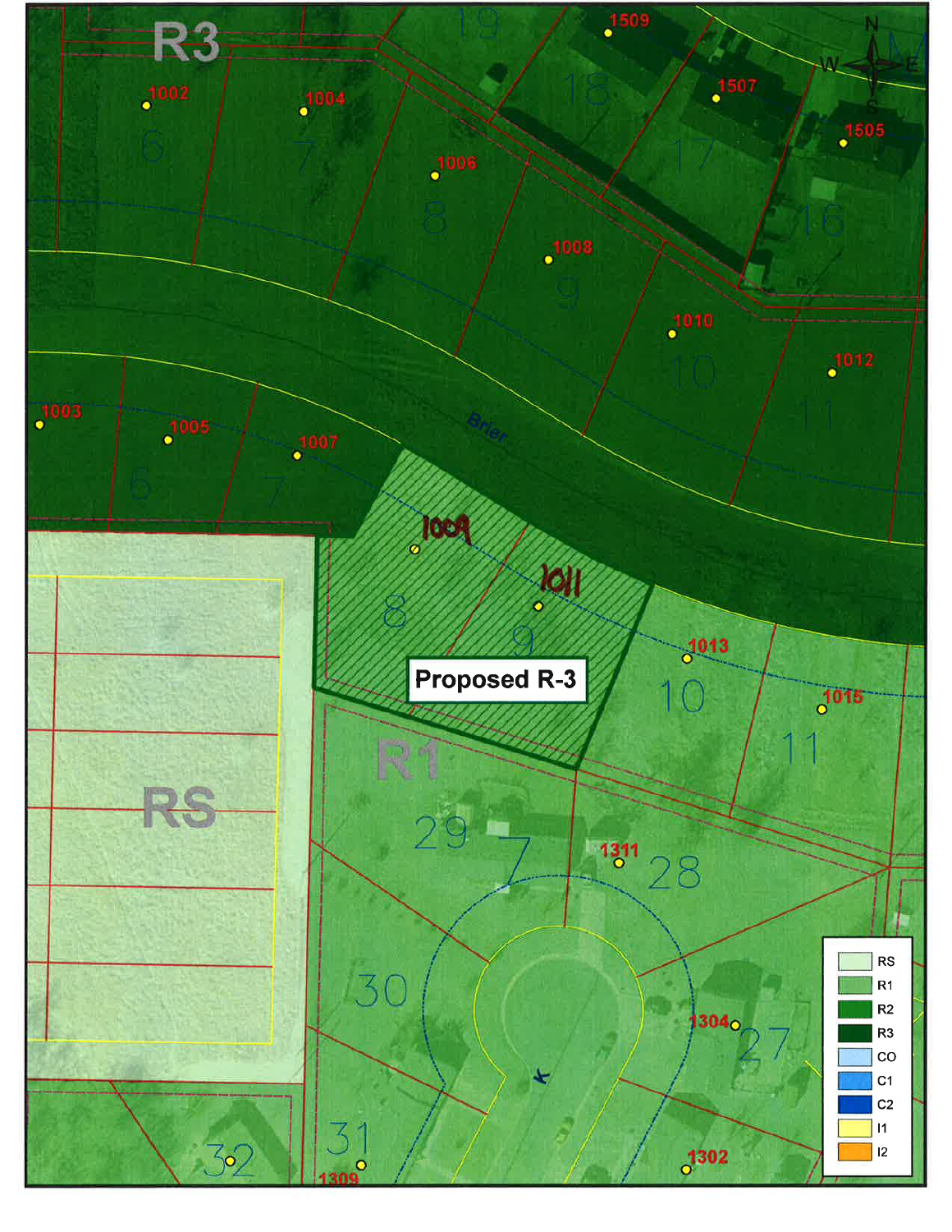R3

Proposed R-3

R1

RS

| | |
|---|---|
| | RS |
| | R1 |
| | R2 |
| | R3 |
| | CO |
| | C1 |
| | C2 |
| | I1 |
| | I2 |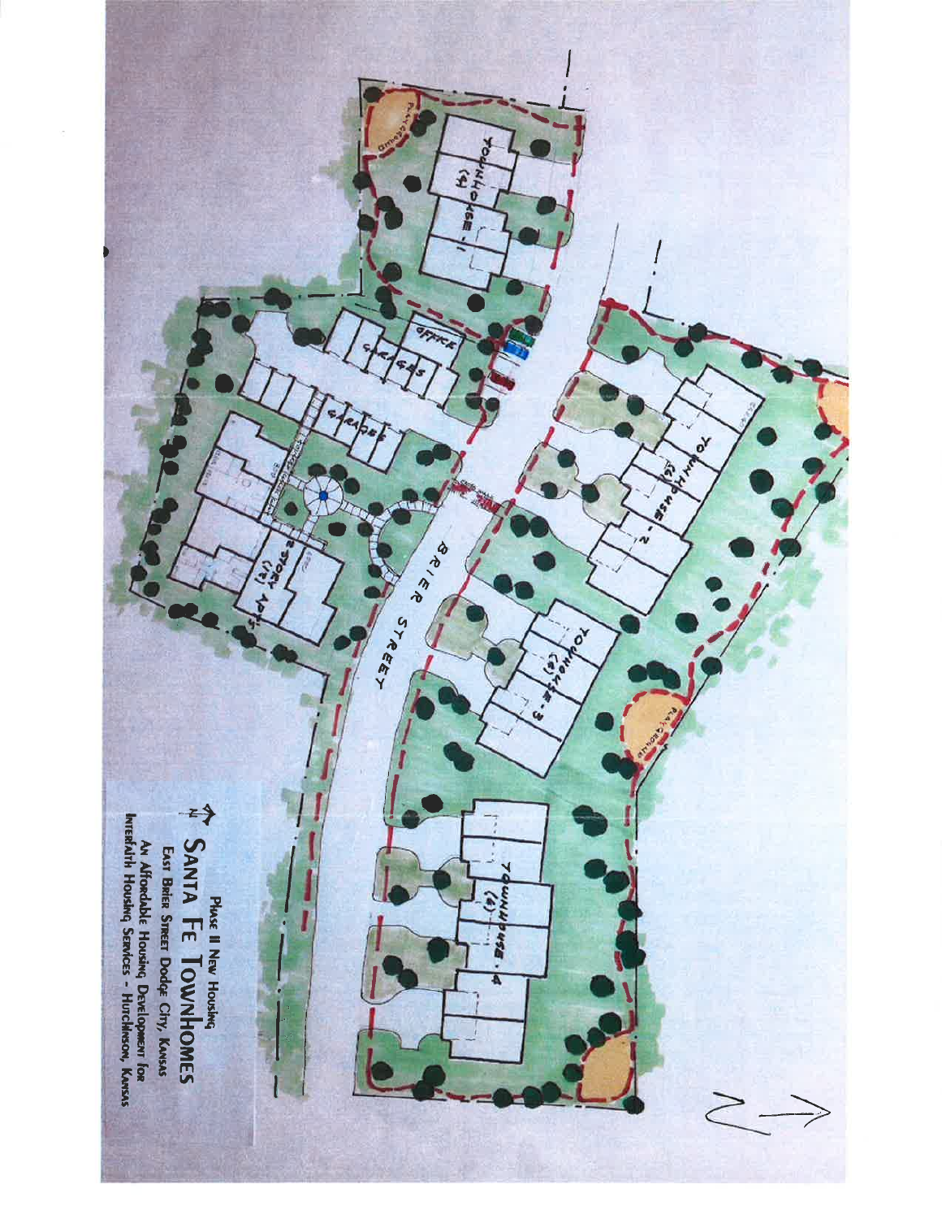Phase II New Housing

# Santa Fe Townhomes

East Brier Street Dodge City, Kansas

An Affordable Housing Development for

Interfaith Housing Services - Hutchinson, Kansas

Townhouse - 1 (4)

Office

Garages

Garages

2-Story Apts. (12)

Brier Street

Townhouse - 2 (6)

Townhouse - 3 (4)

Townhouse - 4 (4)

Playground

Playground

N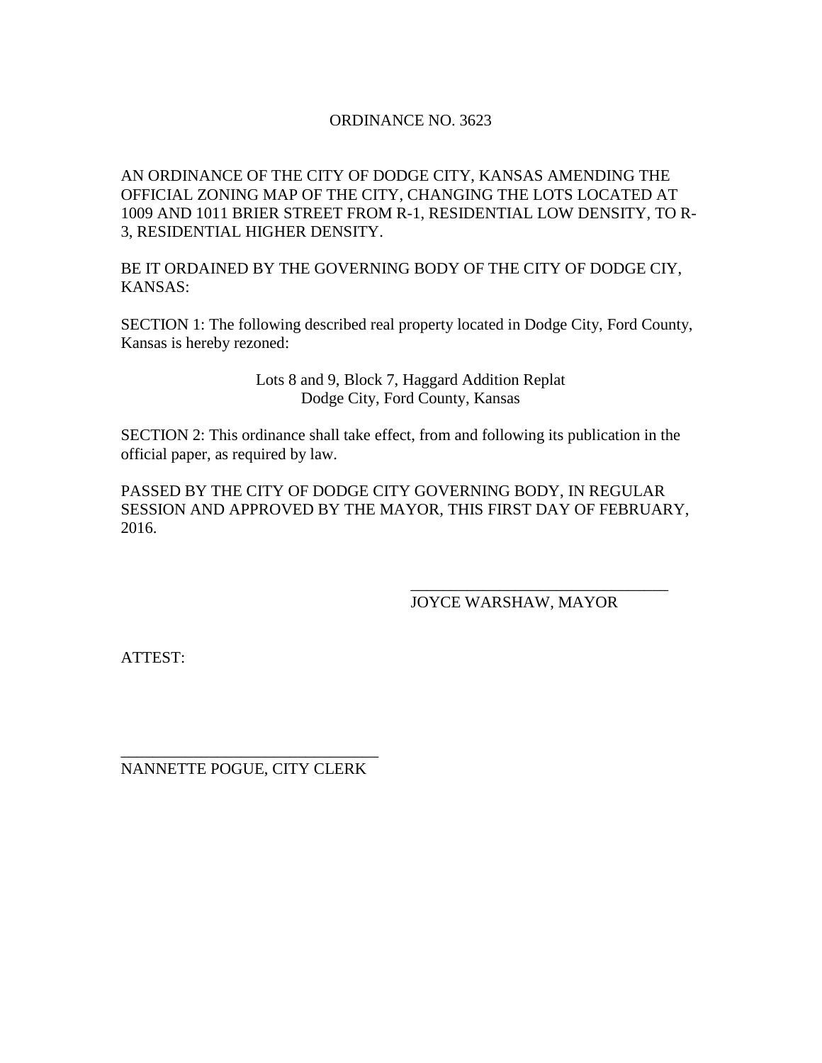# ORDINANCE NO. 3623

AN ORDINANCE OF THE CITY OF DODGE CITY, KANSAS AMENDING THE OFFICIAL ZONING MAP OF THE CITY, CHANGING THE LOTS LOCATED AT 1009 AND 1011 BRIER STREET FROM R-1, RESIDENTIAL LOW DENSITY, TO R-3, RESIDENTIAL HIGHER DENSITY.

BE IT ORDAINED BY THE GOVERNING BODY OF THE CITY OF DODGE CIY, KANSAS:

SECTION 1: The following described real property located in Dodge City, Ford County, Kansas is hereby rezoned:

Lots 8 and 9, Block 7, Haggard Addition Replat
Dodge City, Ford County, Kansas

SECTION 2: This ordinance shall take effect, from and following its publication in the official paper, as required by law.

PASSED BY THE CITY OF DODGE CITY GOVERNING BODY, IN REGULAR SESSION AND APPROVED BY THE MAYOR, THIS FIRST DAY OF FEBRUARY, 2016.

_______________________________
JOYCE WARSHAW, MAYOR

ATTEST:

_______________________________
NANNETTE POGUE, CITY CLERK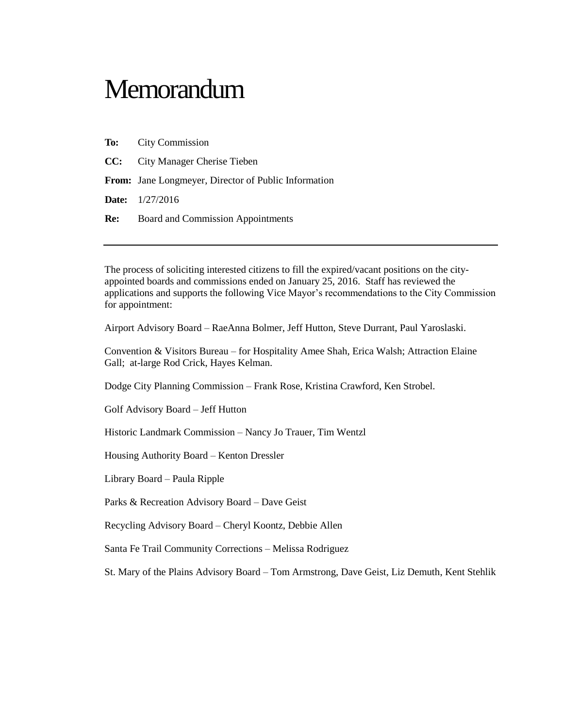# Memorandum

**To:** City Commission

**CC:** City Manager Cherise Tieben

**From:** Jane Longmeyer, Director of Public Information

**Date:** 1/27/2016

**Re:** Board and Commission Appointments

---

The process of soliciting interested citizens to fill the expired/vacant positions on the city-appointed boards and commissions ended on January 25, 2016. Staff has reviewed the applications and supports the following Vice Mayor's recommendations to the City Commission for appointment:

Airport Advisory Board – RaeAnna Bolmer, Jeff Hutton, Steve Durrant, Paul Yaroslaski.

Convention & Visitors Bureau – for Hospitality Amee Shah, Erica Walsh; Attraction Elaine Gall; at-large Rod Crick, Hayes Kelman.

Dodge City Planning Commission – Frank Rose, Kristina Crawford, Ken Strobel.

Golf Advisory Board – Jeff Hutton

Historic Landmark Commission – Nancy Jo Trauer, Tim Wentzl

Housing Authority Board – Kenton Dressler

Library Board – Paula Ripple

Parks & Recreation Advisory Board – Dave Geist

Recycling Advisory Board – Cheryl Koontz, Debbie Allen

Santa Fe Trail Community Corrections – Melissa Rodriguez

St. Mary of the Plains Advisory Board – Tom Armstrong, Dave Geist, Liz Demuth, Kent Stehlik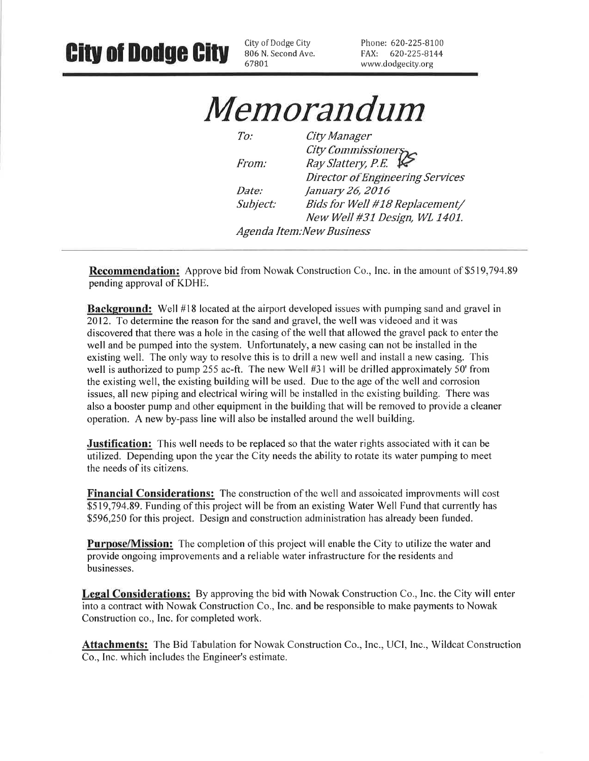**City of Dodge City**

City of Dodge City
806 N. Second Ave.
67801

Phone: 620-225-8100
FAX: 620-225-8144
www.dodgecity.org

# *Memorandum*

| | |
|---|---|
| *To:* | *City Manager* |
| | *City Commissioners* |
| *From:* | *Ray Slattery, P.E.* |
| | *Director of Engineering Services* |
| *Date:* | *January 26, 2016* |
| *Subject:* | *Bids for Well #18 Replacement/ New Well #31 Design, WL 1401.* |

*Agenda Item:New Business*

---

**Recommendation:** Approve bid from Nowak Construction Co., Inc. in the amount of $519,794.89 pending approval of KDHE.

**Background:** Well #18 located at the airport developed issues with pumping sand and gravel in 2012. To determine the reason for the sand and gravel, the well was videoed and it was discovered that there was a hole in the casing of the well that allowed the gravel pack to enter the well and be pumped into the system. Unfortunately, a new casing can not be installed in the existing well. The only way to resolve this is to drill a new well and install a new casing. This well is authorized to pump 255 ac-ft. The new Well #31 will be drilled approximately 50' from the existing well, the existing building will be used. Due to the age of the well and corrosion issues, all new piping and electrical wiring will be installed in the existing building. There was also a booster pump and other equipment in the building that will be removed to provide a cleaner operation. A new by-pass line will also be installed around the well building.

**Justification:** This well needs to be replaced so that the water rights associated with it can be utilized. Depending upon the year the City needs the ability to rotate its water pumping to meet the needs of its citizens.

**Financial Considerations:** The construction of the well and assoicated improvments will cost $519,794.89. Funding of this project will be from an existing Water Well Fund that currently has $596,250 for this project. Design and construction administration has already been funded.

**Purpose/Mission:** The completion of this project will enable the City to utilize the water and provide ongoing improvements and a reliable water infrastructure for the residents and businesses.

**Legal Considerations:** By approving the bid with Nowak Construction Co., Inc. the City will enter into a contract with Nowak Construction Co., Inc. and be responsible to make payments to Nowak Construction co., Inc. for completed work.

**Attachments:** The Bid Tabulation for Nowak Construction Co., Inc., UCI, Inc., Wildcat Construction Co., Inc. which includes the Engineer's estimate.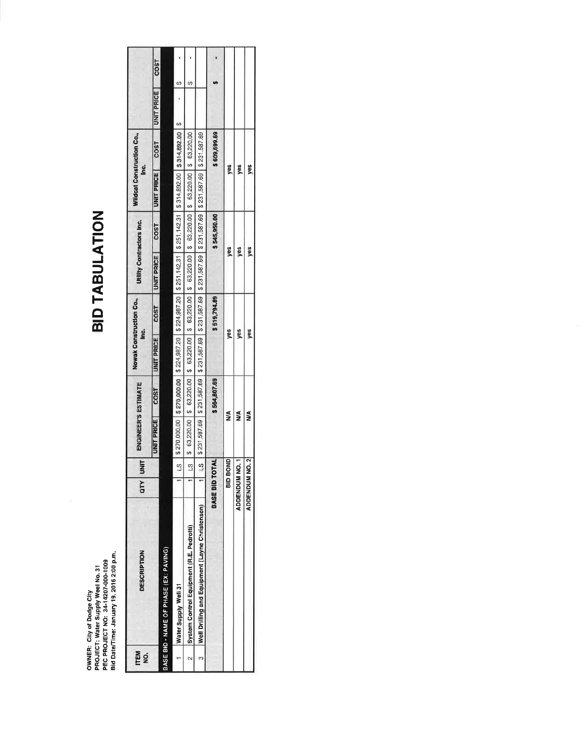OWNER: City of Dodge City
PROJECT: Water Supply Weel No. 31
PEC PROJECT NO: 34-14207-000-1009
Bid Date/Time: January 19, 2016 2:00 p.m.

# BID TABULATION

| ITEM NO. | DESCRIPTION | QTY | UNIT | ENGINEER'S ESTIMATE | | Nowak Construction Co., Inc. | | Utility Contractors Inc. | | Wildcat Construction Co., Inc. | | | |
|---|---|---|---|---|---|---|---|---|---|---|---|---|---|
| | | | | UNIT PRICE | COST | UNIT PRICE | COST | UNIT PRICE | COST | UNIT PRICE | COST | UNIT PRICE | COST |
| BASE BID - NAME OF PHASE (EX: PAVING) | | | | | | | | | | | | | |
| 1 | Water Supply Well 31 | 1 | LS | $ 270,000.00 | $ 270,000.00 | $ 224,987.20 | $ 224,987.20 | $ 251,142.31 | $ 251,142.31 | $ 314,892.00 | $ 314,892.00 | $ - | $ - |
| 2 | System Control Equipment (R.E. Pedrotti) | 1 | LS | $ 63,220.00 | $ 63,220.00 | $ 63,220.00 | $ 63,220.00 | $ 63,220.00 | $ 63,220.00 | $ 63,220.00 | $ 63,220.00 | | $ - |
| 3 | Well Drilling and Equipment (Layne Christensen) | 1 | LS | $ 231,587.69 | $ 231,587.69 | $ 231,587.69 | $ 231,587.69 | $ 231,587.69 | $ 231,587.69 | $ 231,587.69 | $ 231,587.69 | | |
| | BASE BID TOTAL | | | | $ 564,807.69 | | $ 519,794.89 | | $ 545,950.00 | | $ 609,699.69 | | $ - |
| | BID BOND | | | N/A | | yes | | yes | | yes | | | |
| | ADDENDUM NO. 1 | | | N/A | | yes | | yes | | yes | | | |
| | ADDENDUM NO. 2 | | | N/A | | yes | | yes | | yes | | | |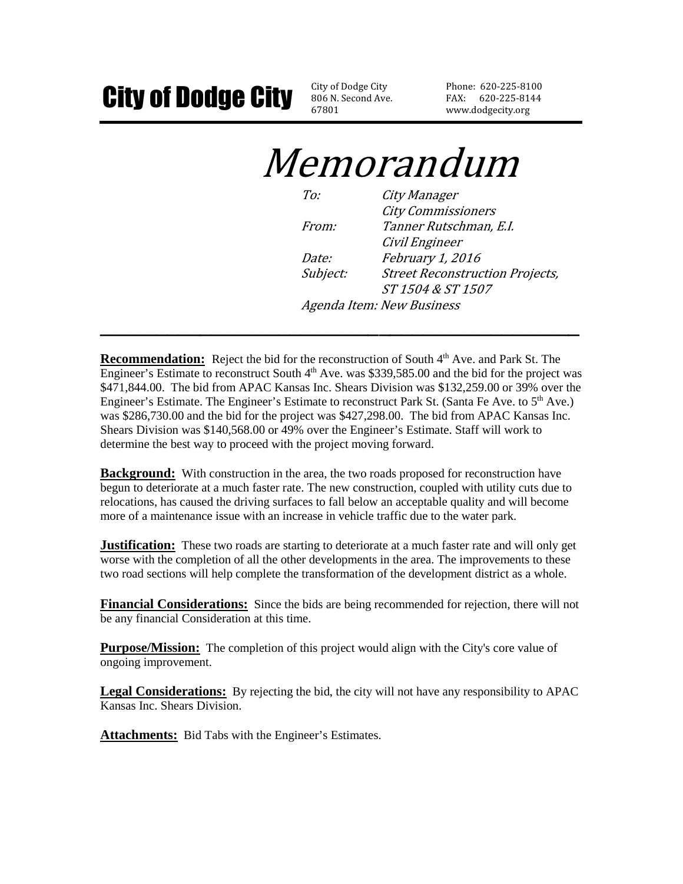# City of Dodge City

City of Dodge City
806 N. Second Ave.
67801

Phone: 620-225-8100
FAX: 620-225-8144
www.dodgecity.org

# *Memorandum*

*To:* *City Manager*
*City Commissioners*
*From:* *Tanner Rutschman, E.I.*
*Civil Engineer*
*Date:* *February 1, 2016*
*Subject:* *Street Reconstruction Projects, ST 1504 & ST 1507*
*Agenda Item: New Business*

---

**Recommendation:** Reject the bid for the reconstruction of South 4th Ave. and Park St. The Engineer's Estimate to reconstruct South 4th Ave. was $339,585.00 and the bid for the project was $471,844.00. The bid from APAC Kansas Inc. Shears Division was $132,259.00 or 39% over the Engineer's Estimate. The Engineer's Estimate to reconstruct Park St. (Santa Fe Ave. to 5th Ave.) was $286,730.00 and the bid for the project was $427,298.00. The bid from APAC Kansas Inc. Shears Division was $140,568.00 or 49% over the Engineer's Estimate. Staff will work to determine the best way to proceed with the project moving forward.

**Background:** With construction in the area, the two roads proposed for reconstruction have begun to deteriorate at a much faster rate. The new construction, coupled with utility cuts due to relocations, has caused the driving surfaces to fall below an acceptable quality and will become more of a maintenance issue with an increase in vehicle traffic due to the water park.

**Justification:** These two roads are starting to deteriorate at a much faster rate and will only get worse with the completion of all the other developments in the area. The improvements to these two road sections will help complete the transformation of the development district as a whole.

**Financial Considerations:** Since the bids are being recommended for rejection, there will not be any financial Consideration at this time.

**Purpose/Mission:** The completion of this project would align with the City's core value of ongoing improvement.

**Legal Considerations:** By rejecting the bid, the city will not have any responsibility to APAC Kansas Inc. Shears Division.

**Attachments:** Bid Tabs with the Engineer's Estimates.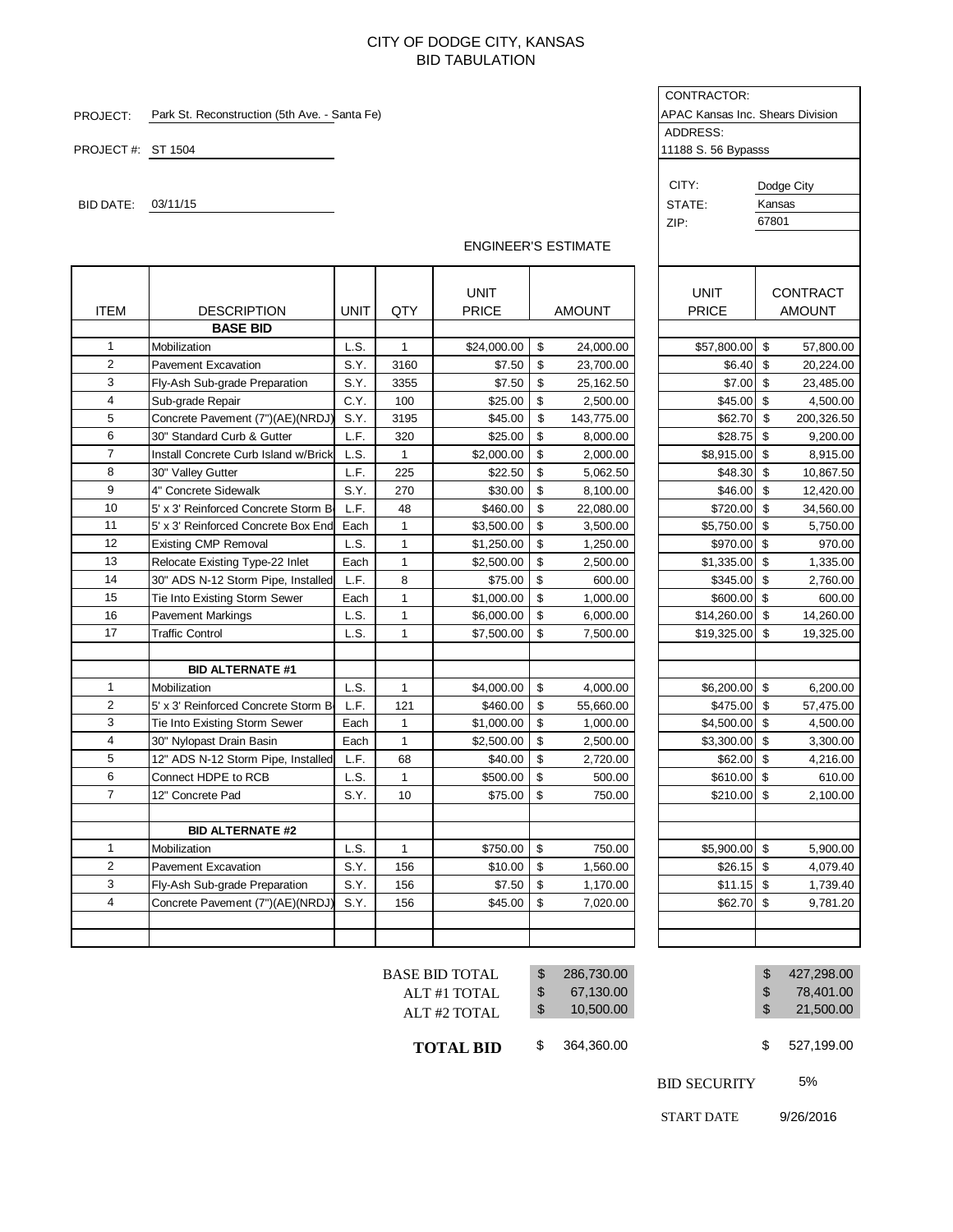# CITY OF DODGE CITY, KANSAS
## BID TABULATION

PROJECT: Park St. Reconstruction (5th Ave. - Santa Fe)

PROJECT #: ST 1504

BID DATE: 03/11/15

CONTRACTOR: APAC Kansas Inc. Shears Division

ADDRESS: 11188 S. 56 Bypasss

CITY: Dodge City

STATE: Kansas

ZIP: 67801

ENGINEER'S ESTIMATE

| ITEM | DESCRIPTION | UNIT | QTY | UNIT PRICE | AMOUNT | UNIT PRICE | CONTRACT AMOUNT |
|---|---|---|---|---|---|---|---|
| | **BASE BID** | | | | | | |
| 1 | Mobilization | L.S. | 1 | $24,000.00 | $ 24,000.00 | $57,800.00 | $ 57,800.00 |
| 2 | Pavement Excavation | S.Y. | 3160 | $7.50 | $ 23,700.00 | $6.40 | $ 20,224.00 |
| 3 | Fly-Ash Sub-grade Preparation | S.Y. | 3355 | $7.50 | $ 25,162.50 | $7.00 | $ 23,485.00 |
| 4 | Sub-grade Repair | C.Y. | 100 | $25.00 | $ 2,500.00 | $45.00 | $ 4,500.00 |
| 5 | Concrete Pavement (7")(AE)(NRDJ) | S.Y. | 3195 | $45.00 | $ 143,775.00 | $62.70 | $ 200,326.50 |
| 6 | 30" Standard Curb & Gutter | L.F. | 320 | $25.00 | $ 8,000.00 | $28.75 | $ 9,200.00 |
| 7 | Install Concrete Curb Island w/Brick | L.S. | 1 | $2,000.00 | $ 2,000.00 | $8,915.00 | $ 8,915.00 |
| 8 | 30" Valley Gutter | L.F. | 225 | $22.50 | $ 5,062.50 | $48.30 | $ 10,867.50 |
| 9 | 4" Concrete Sidewalk | S.Y. | 270 | $30.00 | $ 8,100.00 | $46.00 | $ 12,420.00 |
| 10 | 5' x 3' Reinforced Concrete Storm B | L.F. | 48 | $460.00 | $ 22,080.00 | $720.00 | $ 34,560.00 |
| 11 | 5' x 3' Reinforced Concrete Box End | Each | 1 | $3,500.00 | $ 3,500.00 | $5,750.00 | $ 5,750.00 |
| 12 | Existing CMP Removal | L.S. | 1 | $1,250.00 | $ 1,250.00 | $970.00 | $ 970.00 |
| 13 | Relocate Existing Type-22 Inlet | Each | 1 | $2,500.00 | $ 2,500.00 | $1,335.00 | $ 1,335.00 |
| 14 | 30" ADS N-12 Storm Pipe, Installed | L.F. | 8 | $75.00 | $ 600.00 | $345.00 | $ 2,760.00 |
| 15 | Tie Into Existing Storm Sewer | Each | 1 | $1,000.00 | $ 1,000.00 | $600.00 | $ 600.00 |
| 16 | Pavement Markings | L.S. | 1 | $6,000.00 | $ 6,000.00 | $14,260.00 | $ 14,260.00 |
| 17 | Traffic Control | L.S. | 1 | $7,500.00 | $ 7,500.00 | $19,325.00 | $ 19,325.00 |
| | | | | | | | |
| | **BID ALTERNATE #1** | | | | | | |
| 1 | Mobilization | L.S. | 1 | $4,000.00 | $ 4,000.00 | $6,200.00 | $ 6,200.00 |
| 2 | 5' x 3' Reinforced Concrete Storm B | L.F. | 121 | $460.00 | $ 55,660.00 | $475.00 | $ 57,475.00 |
| 3 | Tie Into Existing Storm Sewer | Each | 1 | $1,000.00 | $ 1,000.00 | $4,500.00 | $ 4,500.00 |
| 4 | 30" Nylopast Drain Basin | Each | 1 | $2,500.00 | $ 2,500.00 | $3,300.00 | $ 3,300.00 |
| 5 | 12" ADS N-12 Storm Pipe, Installed | L.F. | 68 | $40.00 | $ 2,720.00 | $62.00 | $ 4,216.00 |
| 6 | Connect HDPE to RCB | L.S. | 1 | $500.00 | $ 500.00 | $610.00 | $ 610.00 |
| 7 | 12" Concrete Pad | S.Y. | 10 | $75.00 | $ 750.00 | $210.00 | $ 2,100.00 |
| | | | | | | | |
| | **BID ALTERNATE #2** | | | | | | |
| 1 | Mobilization | L.S. | 1 | $750.00 | $ 750.00 | $5,900.00 | $ 5,900.00 |
| 2 | Pavement Excavation | S.Y. | 156 | $10.00 | $ 1,560.00 | $26.15 | $ 4,079.40 |
| 3 | Fly-Ash Sub-grade Preparation | S.Y. | 156 | $7.50 | $ 1,170.00 | $11.15 | $ 1,739.40 |
| 4 | Concrete Pavement (7")(AE)(NRDJ) | S.Y. | 156 | $45.00 | $ 7,020.00 | $62.70 | $ 9,781.20 |

| | Engineer's Estimate | Contractor |
|---|---|---|
| BASE BID TOTAL | $ 286,730.00 | $ 427,298.00 |
| ALT #1 TOTAL | $ 67,130.00 | $ 78,401.00 |
| ALT #2 TOTAL | $ 10,500.00 | $ 21,500.00 |
| **TOTAL BID** | $ 364,360.00 | $ 527,199.00 |

BID SECURITY 5%

START DATE 9/26/2016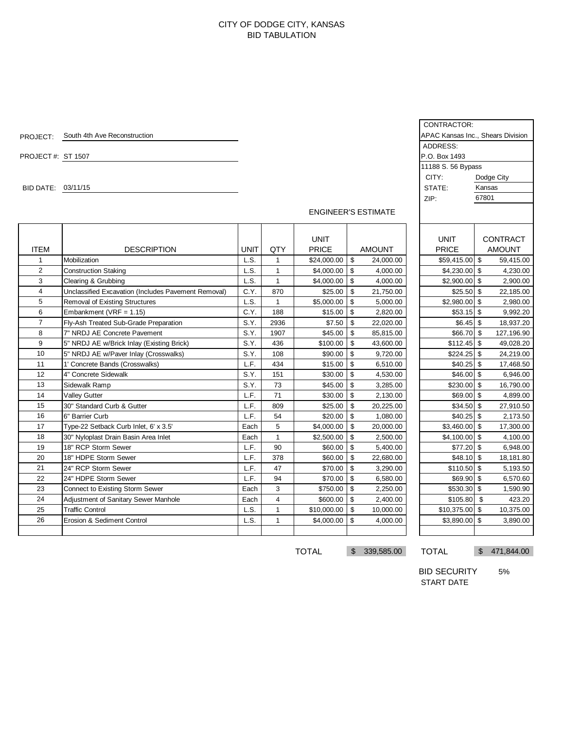# CITY OF DODGE CITY, KANSAS
## BID TABULATION

PROJECT: South 4th Ave Reconstruction

PROJECT #: ST 1507

BID DATE: 03/11/15

CONTRACTOR:
APAC Kansas Inc., Shears Division
ADDRESS:
P.O. Box 1493
11188 S. 56 Bypass
CITY: Dodge City
STATE: Kansas
ZIP: 67801

| | | | | ENGINEER'S ESTIMATE | | APAC Kansas Inc., Shears Division | |
|---|---|---|---|---|---|---|---|
| ITEM | DESCRIPTION | UNIT | QTY | UNIT PRICE | AMOUNT | UNIT PRICE | CONTRACT AMOUNT |
| 1 | Mobilization | L.S. | 1 | $24,000.00 | $ 24,000.00 | $59,415.00 | $ 59,415.00 |
| 2 | Construction Staking | L.S. | 1 | $4,000.00 | $ 4,000.00 | $4,230.00 | $ 4,230.00 |
| 3 | Clearing & Grubbing | L.S. | 1 | $4,000.00 | $ 4,000.00 | $2,900.00 | $ 2,900.00 |
| 4 | Unclassified Excavation (Includes Pavement Removal) | C.Y. | 870 | $25.00 | $ 21,750.00 | $25.50 | $ 22,185.00 |
| 5 | Removal of Existing Structures | L.S. | 1 | $5,000.00 | $ 5,000.00 | $2,980.00 | $ 2,980.00 |
| 6 | Embankment (VRF = 1.15) | C.Y. | 188 | $15.00 | $ 2,820.00 | $53.15 | $ 9,992.20 |
| 7 | Fly-Ash Treated Sub-Grade Preparation | S.Y. | 2936 | $7.50 | $ 22,020.00 | $6.45 | $ 18,937.20 |
| 8 | 7" NRDJ AE Concrete Pavement | S.Y. | 1907 | $45.00 | $ 85,815.00 | $66.70 | $ 127,196.90 |
| 9 | 5" NRDJ AE w/Brick Inlay (Existing Brick) | S.Y. | 436 | $100.00 | $ 43,600.00 | $112.45 | $ 49,028.20 |
| 10 | 5" NRDJ AE w/Paver Inlay (Crosswalks) | S.Y. | 108 | $90.00 | $ 9,720.00 | $224.25 | $ 24,219.00 |
| 11 | 1' Concrete Bands (Crosswalks) | L.F. | 434 | $15.00 | $ 6,510.00 | $40.25 | $ 17,468.50 |
| 12 | 4" Concrete Sidewalk | S.Y. | 151 | $30.00 | $ 4,530.00 | $46.00 | $ 6,946.00 |
| 13 | Sidewalk Ramp | S.Y. | 73 | $45.00 | $ 3,285.00 | $230.00 | $ 16,790.00 |
| 14 | Valley Gutter | L.F. | 71 | $30.00 | $ 2,130.00 | $69.00 | $ 4,899.00 |
| 15 | 30" Standard Curb & Gutter | L.F. | 809 | $25.00 | $ 20,225.00 | $34.50 | $ 27,910.50 |
| 16 | 6" Barrier Curb | L.F. | 54 | $20.00 | $ 1,080.00 | $40.25 | $ 2,173.50 |
| 17 | Type-22 Setback Curb Inlet, 6' x 3.5' | Each | 5 | $4,000.00 | $ 20,000.00 | $3,460.00 | $ 17,300.00 |
| 18 | 30" Nyloplast Drain Basin Area Inlet | Each | 1 | $2,500.00 | $ 2,500.00 | $4,100.00 | $ 4,100.00 |
| 19 | 18" RCP Storm Sewer | L.F. | 90 | $60.00 | $ 5,400.00 | $77.20 | $ 6,948.00 |
| 20 | 18" HDPE Storm Sewer | L.F. | 378 | $60.00 | $ 22,680.00 | $48.10 | $ 18,181.80 |
| 21 | 24" RCP Storm Sewer | L.F. | 47 | $70.00 | $ 3,290.00 | $110.50 | $ 5,193.50 |
| 22 | 24" HDPE Storm Sewer | L.F. | 94 | $70.00 | $ 6,580.00 | $69.90 | $ 6,570.60 |
| 23 | Connect to Existing Storm Sewer | Each | 3 | $750.00 | $ 2,250.00 | $530.30 | $ 1,590.90 |
| 24 | Adjustment of Sanitary Sewer Manhole | Each | 4 | $600.00 | $ 2,400.00 | $105.80 | $ 423.20 |
| 25 | Traffic Control | L.S. | 1 | $10,000.00 | $ 10,000.00 | $10,375.00 | $ 10,375.00 |
| 26 | Erosion & Sediment Control | L.S. | 1 | $4,000.00 | $ 4,000.00 | $3,890.00 | $ 3,890.00 |
| | | | | TOTAL | $ 339,585.00 | TOTAL | $ 471,844.00 |

BID SECURITY 5%

START DATE